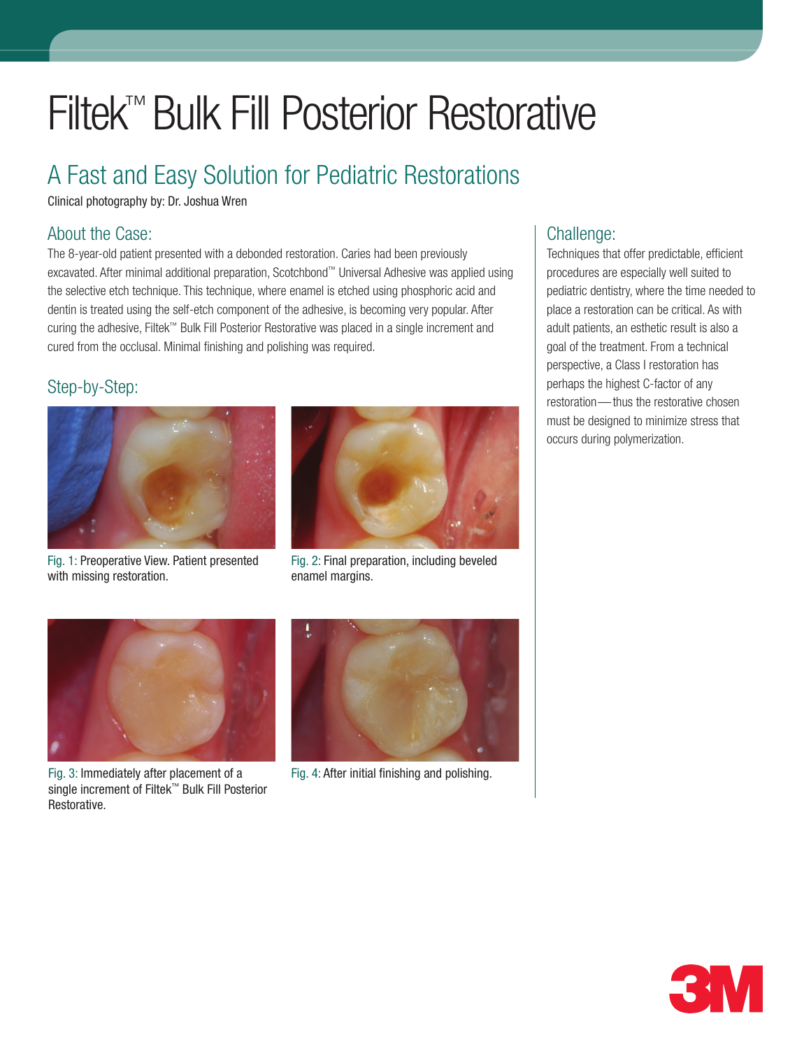# Filtek™ Bulk Fill Posterior Restorative

## A Fast and Easy Solution for Pediatric Restorations

Clinical photography by: Dr. Joshua Wren

### About the Case:

The 8-year-old patient presented with a debonded restoration. Caries had been previously excavated. After minimal additional preparation, Scotchbond™ Universal Adhesive was applied using the selective etch technique. This technique, where enamel is etched using phosphoric acid and dentin is treated using the self-etch component of the adhesive, is becoming very popular. After curing the adhesive, Filtek™ Bulk Fill Posterior Restorative was placed in a single increment and cured from the occlusal. Minimal finishing and polishing was required.

### Step-by-Step:

Fig. 1: Preoperative View. Patient presented with missing restoration.

Fig. 2: Final preparation, including beveled enamel margins.

Fig. 3: Immediately after placement of a single increment of Filtek™ Bulk Fill Posterior Restorative.

Fig. 4: After initial finishing and polishing.

### Challenge:

Techniques that offer predictable, efficient procedures are especially well suited to pediatric dentistry, where the time needed to place a restoration can be critical. As with adult patients, an esthetic result is also a goal of the treatment. From a technical perspective, a Class I restoration has perhaps the highest C-factor of any restoration—thus the restorative chosen must be designed to minimize stress that occurs during polymerization.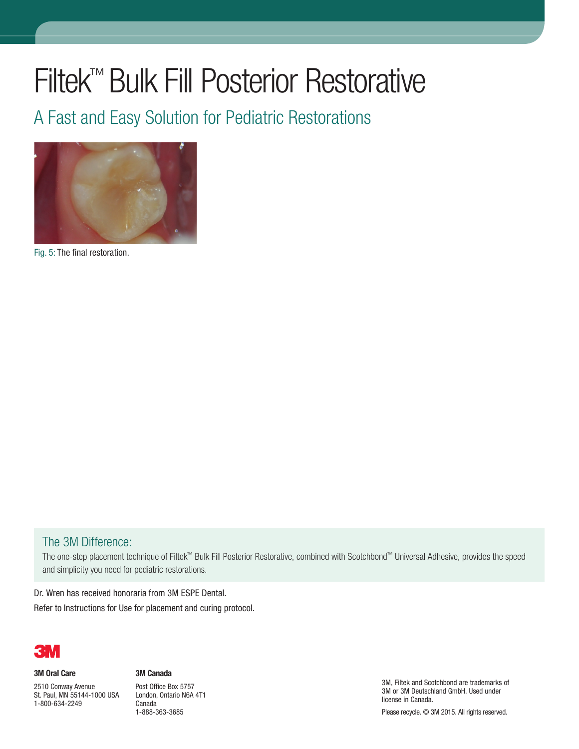# Filtek™ Bulk Fill Posterior Restorative

## A Fast and Easy Solution for Pediatric Restorations

Fig. 5: The final restoration.

### The 3M Difference:

The one-step placement technique of Filtek™ Bulk Fill Posterior Restorative, combined with Scotchbond™ Universal Adhesive, provides the speed and simplicity you need for pediatric restorations.

Dr. Wren has received honoraria from 3M ESPE Dental.

Refer to Instructions for Use for placement and curing protocol.

3M

**3M Oral Care**

2510 Conway Avenue
St. Paul, MN 55144-1000 USA
1-800-634-2249

**3M Canada**

Post Office Box 5757
London, Ontario N6A 4T1
Canada
1-888-363-3685

3M, Filtek and Scotchbond are trademarks of 3M or 3M Deutschland GmbH. Used under license in Canada.

Please recycle. © 3M 2015. All rights reserved.